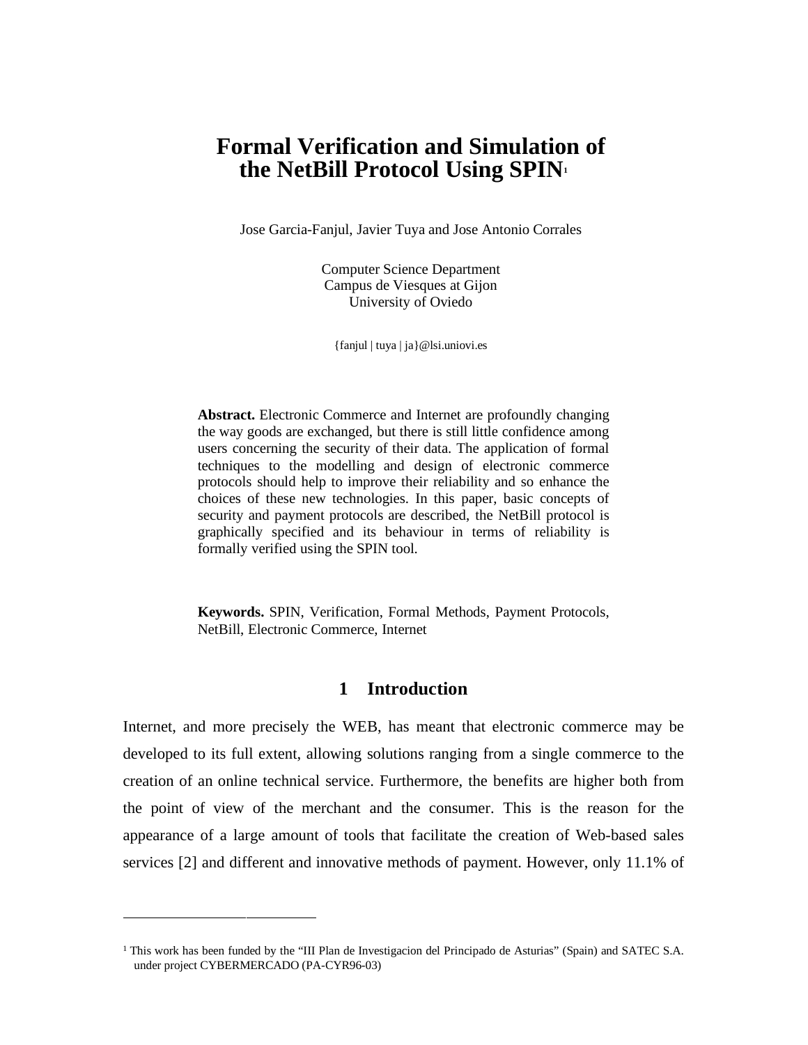# Formal Verification and Simulation of the NetBill Protocol Using SPIN[1]

Jose Garcia-Fanjul, Javier Tuya and Jose Antonio Corrales

Computer Science Department
Campus de Viesques at Gijon
University of Oviedo

{fanjul | tuya | ja}@lsi.uniovi.es

**Abstract.** Electronic Commerce and Internet are profoundly changing the way goods are exchanged, but there is still little confidence among users concerning the security of their data. The application of formal techniques to the modelling and design of electronic commerce protocols should help to improve their reliability and so enhance the choices of these new technologies. In this paper, basic concepts of security and payment protocols are described, the NetBill protocol is graphically specified and its behaviour in terms of reliability is formally verified using the SPIN tool.

**Keywords.** SPIN, Verification, Formal Methods, Payment Protocols, NetBill, Electronic Commerce, Internet

## 1 Introduction

Internet, and more precisely the WEB, has meant that electronic commerce may be developed to its full extent, allowing solutions ranging from a single commerce to the creation of an online technical service. Furthermore, the benefits are higher both from the point of view of the merchant and the consumer. This is the reason for the appearance of a large amount of tools that facilitate the creation of Web-based sales services [2] and different and innovative methods of payment. However, only 11.1% of

---

[1] This work has been funded by the "III Plan de Investigacion del Principado de Asturias" (Spain) and SATEC S.A. under project CYBERMERCADO (PA-CYR96-03)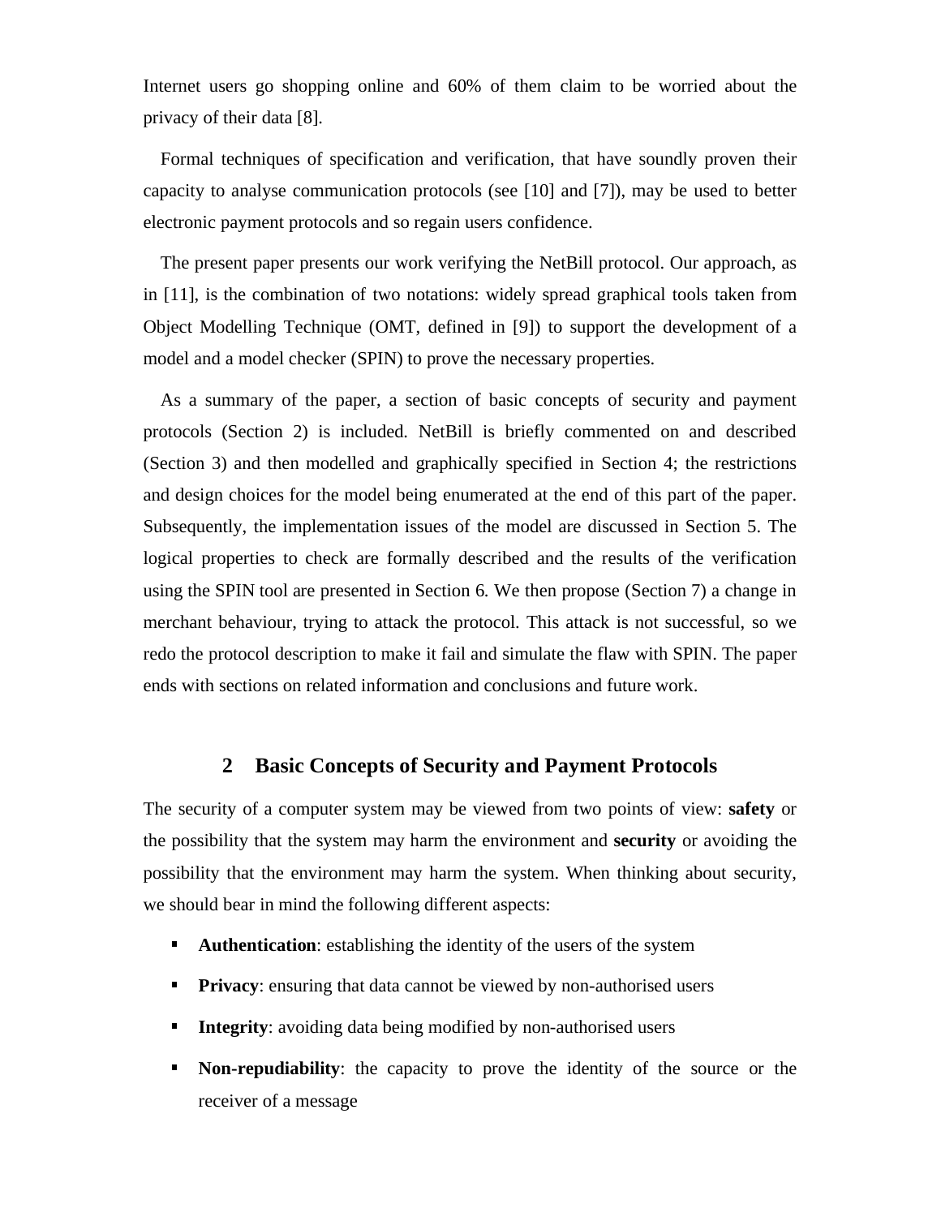Internet users go shopping online and 60% of them claim to be worried about the privacy of their data [8].

Formal techniques of specification and verification, that have soundly proven their capacity to analyse communication protocols (see [10] and [7]), may be used to better electronic payment protocols and so regain users confidence.

The present paper presents our work verifying the NetBill protocol. Our approach, as in [11], is the combination of two notations: widely spread graphical tools taken from Object Modelling Technique (OMT, defined in [9]) to support the development of a model and a model checker (SPIN) to prove the necessary properties.

As a summary of the paper, a section of basic concepts of security and payment protocols (Section 2) is included. NetBill is briefly commented on and described (Section 3) and then modelled and graphically specified in Section 4; the restrictions and design choices for the model being enumerated at the end of this part of the paper. Subsequently, the implementation issues of the model are discussed in Section 5. The logical properties to check are formally described and the results of the verification using the SPIN tool are presented in Section 6. We then propose (Section 7) a change in merchant behaviour, trying to attack the protocol. This attack is not successful, so we redo the protocol description to make it fail and simulate the flaw with SPIN. The paper ends with sections on related information and conclusions and future work.

## 2 Basic Concepts of Security and Payment Protocols

The security of a computer system may be viewed from two points of view: **safety** or the possibility that the system may harm the environment and **security** or avoiding the possibility that the environment may harm the system. When thinking about security, we should bear in mind the following different aspects:

- **Authentication**: establishing the identity of the users of the system
- **Privacy**: ensuring that data cannot be viewed by non-authorised users
- **Integrity**: avoiding data being modified by non-authorised users
- **Non-repudiability**: the capacity to prove the identity of the source or the receiver of a message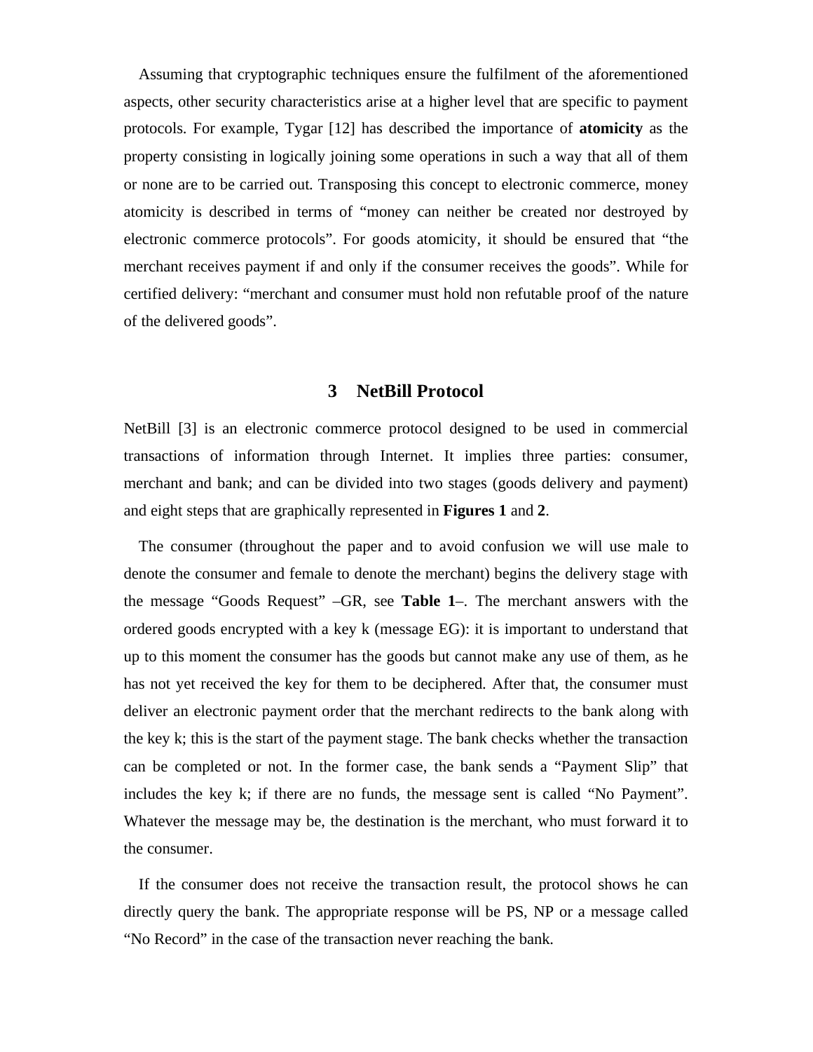Assuming that cryptographic techniques ensure the fulfilment of the aforementioned aspects, other security characteristics arise at a higher level that are specific to payment protocols. For example, Tygar [12] has described the importance of **atomicity** as the property consisting in logically joining some operations in such a way that all of them or none are to be carried out. Transposing this concept to electronic commerce, money atomicity is described in terms of "money can neither be created nor destroyed by electronic commerce protocols". For goods atomicity, it should be ensured that "the merchant receives payment if and only if the consumer receives the goods". While for certified delivery: "merchant and consumer must hold non refutable proof of the nature of the delivered goods".

## 3 NetBill Protocol

NetBill [3] is an electronic commerce protocol designed to be used in commercial transactions of information through Internet. It implies three parties: consumer, merchant and bank; and can be divided into two stages (goods delivery and payment) and eight steps that are graphically represented in **Figures 1** and **2**.

The consumer (throughout the paper and to avoid confusion we will use male to denote the consumer and female to denote the merchant) begins the delivery stage with the message "Goods Request" –GR, see **Table 1**–. The merchant answers with the ordered goods encrypted with a key k (message EG): it is important to understand that up to this moment the consumer has the goods but cannot make any use of them, as he has not yet received the key for them to be deciphered. After that, the consumer must deliver an electronic payment order that the merchant redirects to the bank along with the key k; this is the start of the payment stage. The bank checks whether the transaction can be completed or not. In the former case, the bank sends a "Payment Slip" that includes the key k; if there are no funds, the message sent is called "No Payment". Whatever the message may be, the destination is the merchant, who must forward it to the consumer.

If the consumer does not receive the transaction result, the protocol shows he can directly query the bank. The appropriate response will be PS, NP or a message called "No Record" in the case of the transaction never reaching the bank.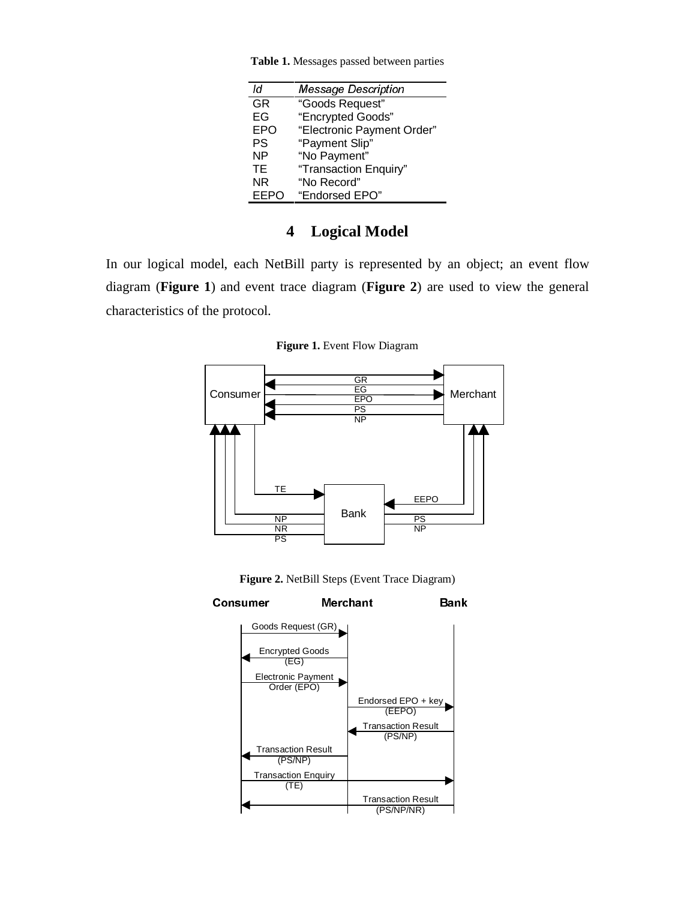**Table 1.** Messages passed between parties

| *Id* | *Message Description* |
|---|---|
| GR | "Goods Request" |
| EG | "Encrypted Goods" |
| EPO | "Electronic Payment Order" |
| PS | "Payment Slip" |
| NP | "No Payment" |
| TE | "Transaction Enquiry" |
| NR | "No Record" |
| EEPO | "Endorsed EPO" |

# 4 Logical Model

In our logical model, each NetBill party is represented by an object; an event flow diagram (**Figure 1**) and event trace diagram (**Figure 2**) are used to view the general characteristics of the protocol.

**Figure 1.** Event Flow Diagram

**Figure 2.** NetBill Steps (Event Trace Diagram)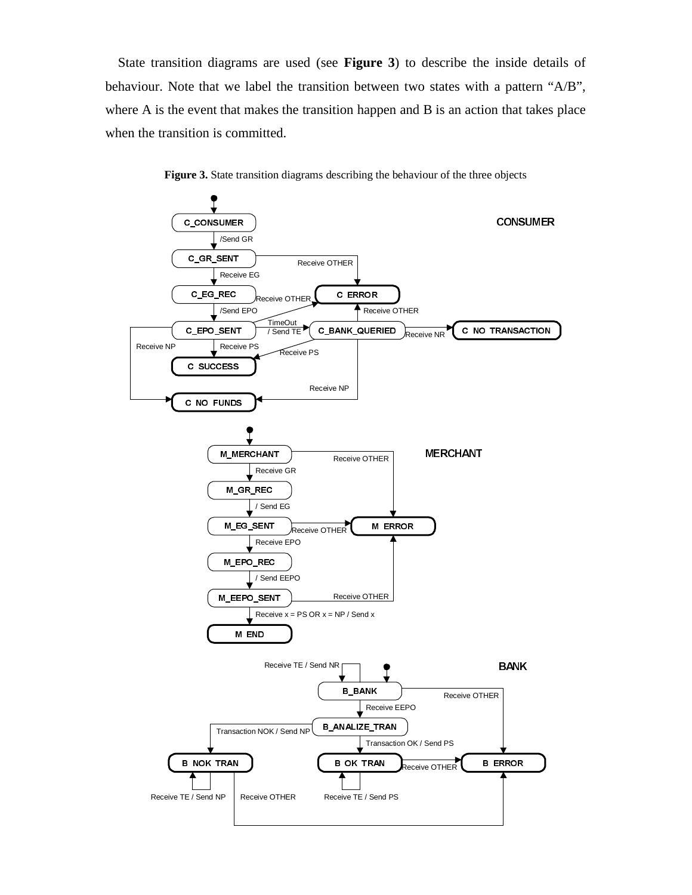State transition diagrams are used (see **Figure 3**) to describe the inside details of behaviour. Note that we label the transition between two states with a pattern "A/B", where A is the event that makes the transition happen and B is an action that takes place when the transition is committed.

**Figure 3.** State transition diagrams describing the behaviour of the three objects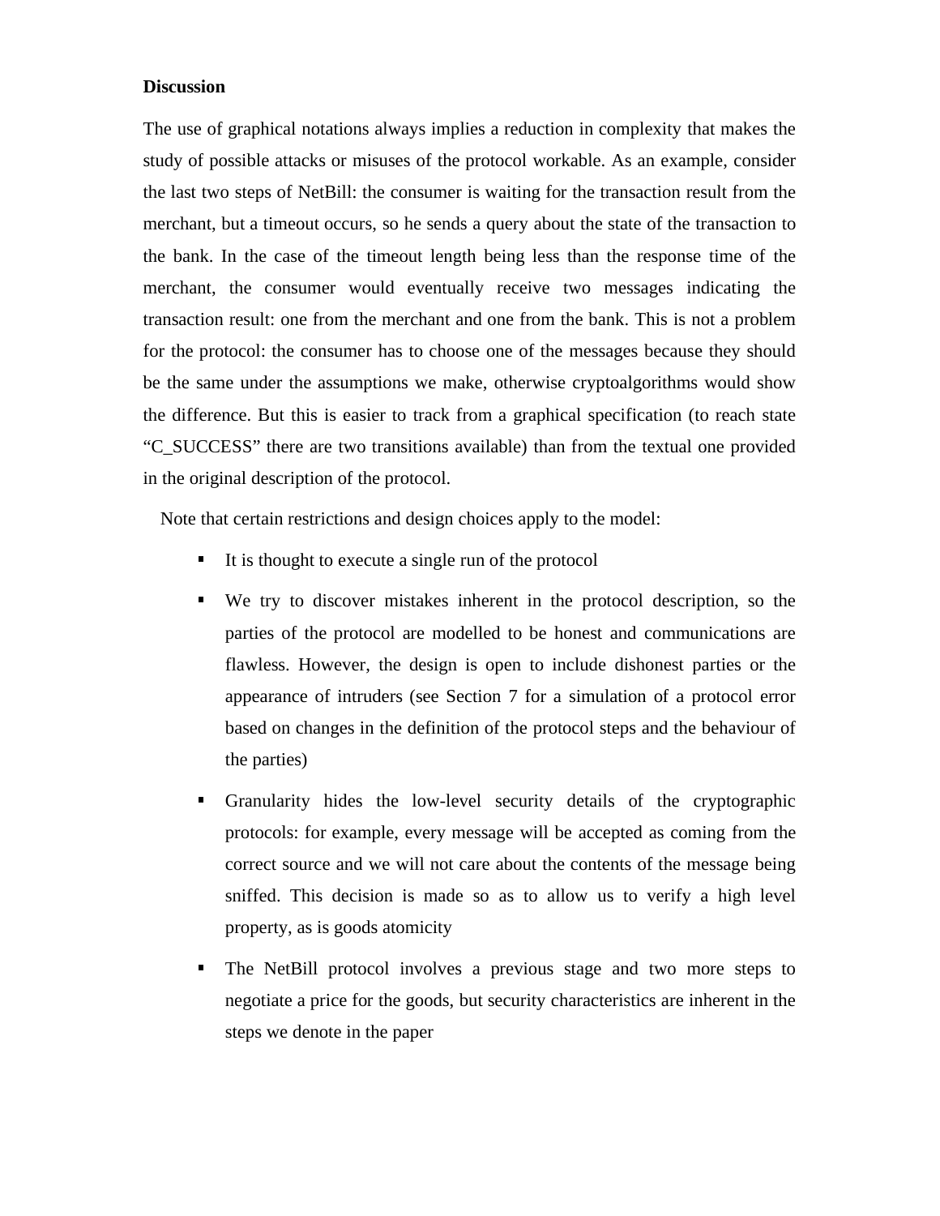**Discussion**

The use of graphical notations always implies a reduction in complexity that makes the study of possible attacks or misuses of the protocol workable. As an example, consider the last two steps of NetBill: the consumer is waiting for the transaction result from the merchant, but a timeout occurs, so he sends a query about the state of the transaction to the bank. In the case of the timeout length being less than the response time of the merchant, the consumer would eventually receive two messages indicating the transaction result: one from the merchant and one from the bank. This is not a problem for the protocol: the consumer has to choose one of the messages because they should be the same under the assumptions we make, otherwise cryptoalgorithms would show the difference. But this is easier to track from a graphical specification (to reach state "C_SUCCESS" there are two transitions available) than from the textual one provided in the original description of the protocol.

Note that certain restrictions and design choices apply to the model:

- It is thought to execute a single run of the protocol
- We try to discover mistakes inherent in the protocol description, so the parties of the protocol are modelled to be honest and communications are flawless. However, the design is open to include dishonest parties or the appearance of intruders (see Section 7 for a simulation of a protocol error based on changes in the definition of the protocol steps and the behaviour of the parties)
- Granularity hides the low-level security details of the cryptographic protocols: for example, every message will be accepted as coming from the correct source and we will not care about the contents of the message being sniffed. This decision is made so as to allow us to verify a high level property, as is goods atomicity
- The NetBill protocol involves a previous stage and two more steps to negotiate a price for the goods, but security characteristics are inherent in the steps we denote in the paper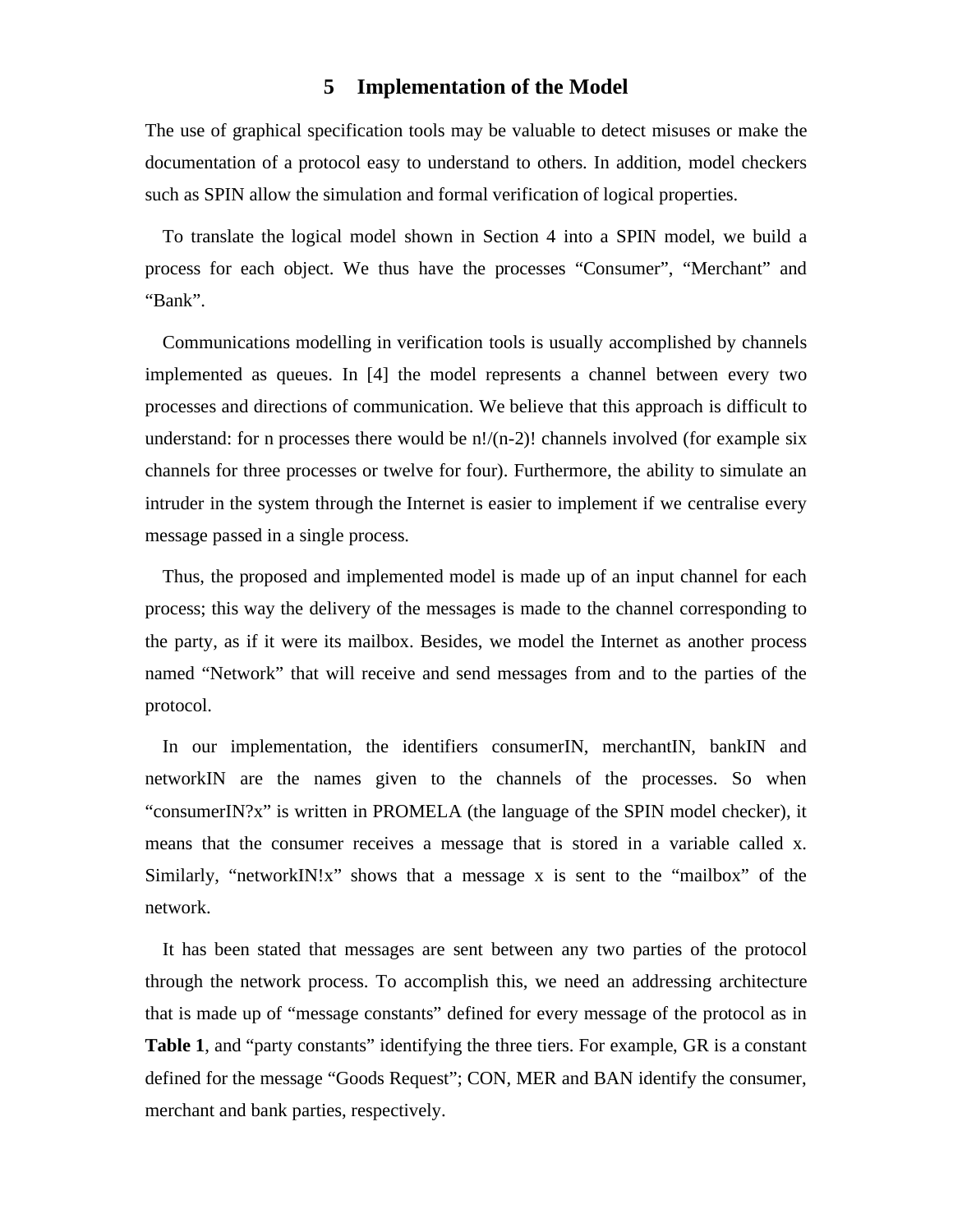## 5 Implementation of the Model

The use of graphical specification tools may be valuable to detect misuses or make the documentation of a protocol easy to understand to others. In addition, model checkers such as SPIN allow the simulation and formal verification of logical properties.

To translate the logical model shown in Section 4 into a SPIN model, we build a process for each object. We thus have the processes “Consumer”, “Merchant” and “Bank”.

Communications modelling in verification tools is usually accomplished by channels implemented as queues. In [4] the model represents a channel between every two processes and directions of communication. We believe that this approach is difficult to understand: for n processes there would be $n!/(n-2)!$ channels involved (for example six channels for three processes or twelve for four). Furthermore, the ability to simulate an intruder in the system through the Internet is easier to implement if we centralise every message passed in a single process.

Thus, the proposed and implemented model is made up of an input channel for each process; this way the delivery of the messages is made to the channel corresponding to the party, as if it were its mailbox. Besides, we model the Internet as another process named “Network” that will receive and send messages from and to the parties of the protocol.

In our implementation, the identifiers consumerIN, merchantIN, bankIN and networkIN are the names given to the channels of the processes. So when “consumerIN?x” is written in PROMELA (the language of the SPIN model checker), it means that the consumer receives a message that is stored in a variable called x. Similarly, “networkIN!x” shows that a message x is sent to the “mailbox” of the network.

It has been stated that messages are sent between any two parties of the protocol through the network process. To accomplish this, we need an addressing architecture that is made up of “message constants” defined for every message of the protocol as in **Table 1**, and “party constants” identifying the three tiers. For example, GR is a constant defined for the message “Goods Request”; CON, MER and BAN identify the consumer, merchant and bank parties, respectively.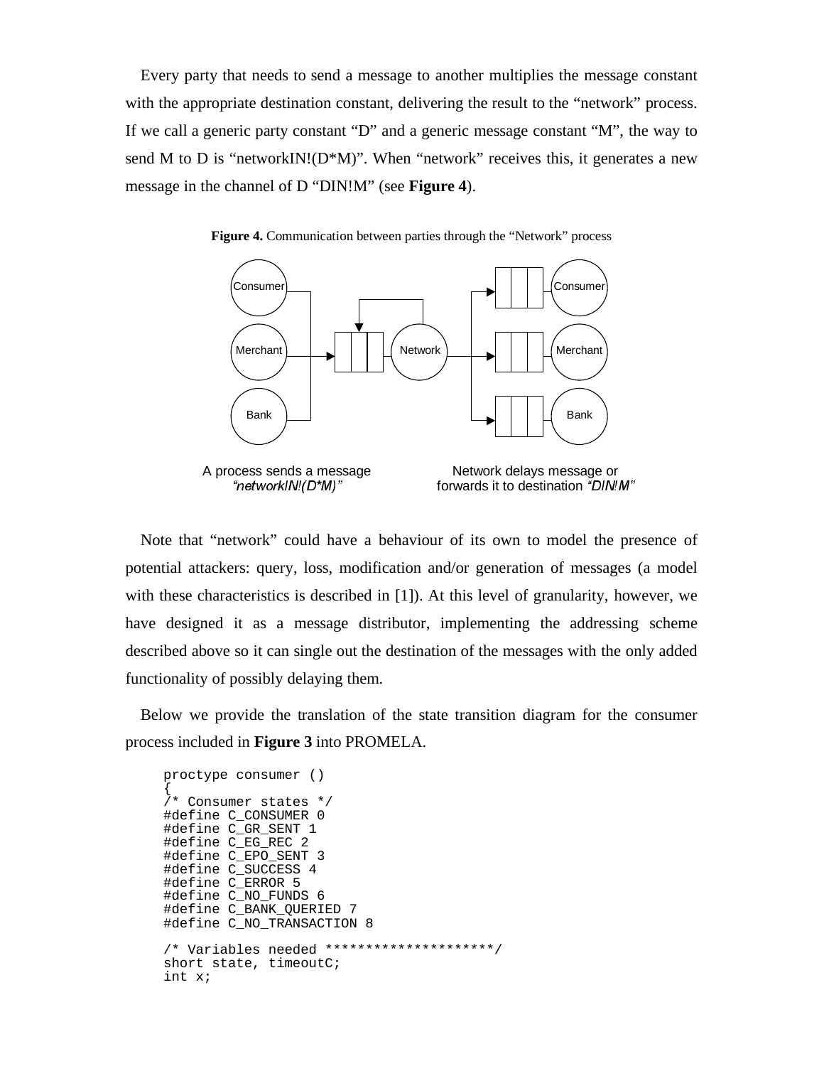Every party that needs to send a message to another multiplies the message constant with the appropriate destination constant, delivering the result to the "network" process. If we call a generic party constant "D" and a generic message constant "M", the way to send M to D is "networkIN!(D*M)". When "network" receives this, it generates a new message in the channel of D "DIN!M" (see **Figure 4**).

**Figure 4.** Communication between parties through the "Network" process

Note that "network" could have a behaviour of its own to model the presence of potential attackers: query, loss, modification and/or generation of messages (a model with these characteristics is described in [1]). At this level of granularity, however, we have designed it as a message distributor, implementing the addressing scheme described above so it can single out the destination of the messages with the only added functionality of possibly delaying them.

Below we provide the translation of the state transition diagram for the consumer process included in **Figure 3** into PROMELA.

```
proctype consumer ()
{
/* Consumer states */
#define C_CONSUMER 0
#define C_GR_SENT 1
#define C_EG_REC 2
#define C_EPO_SENT 3
#define C_SUCCESS 4
#define C_ERROR 5
#define C_NO_FUNDS 6
#define C_BANK_QUERIED 7
#define C_NO_TRANSACTION 8

/* Variables needed ********************/
short state, timeoutC;
int x;
```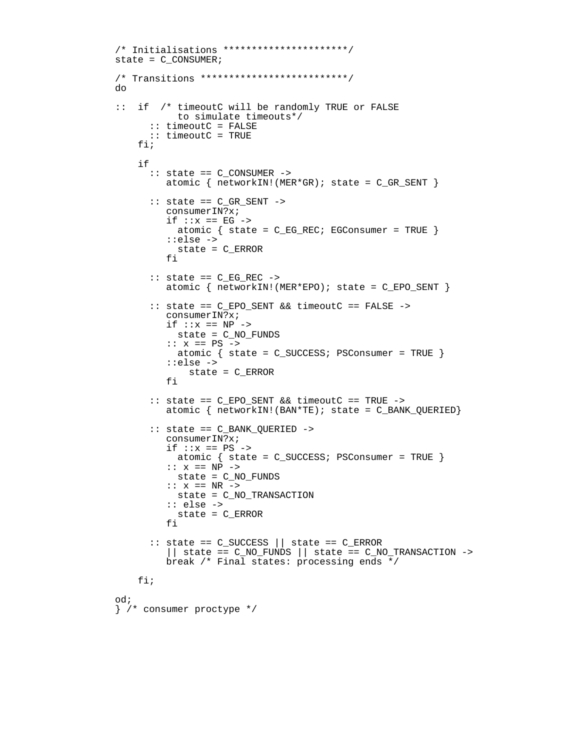```
/* Initialisations ********************/
state = C_CONSUMER;

/* Transitions **************************/
do

::  if  /* timeoutC will be randomly TRUE or FALSE
          to simulate timeouts*/
      :: timeoutC = FALSE
      :: timeoutC = TRUE
    fi;

    if
      :: state == C_CONSUMER ->
         atomic { networkIN!(MER*GR); state = C_GR_SENT }

      :: state == C_GR_SENT ->
         consumerIN?x;
         if ::x == EG ->
           atomic { state = C_EG_REC; EGConsumer = TRUE }
         ::else ->
           state = C_ERROR
         fi

      :: state == C_EG_REC ->
         atomic { networkIN!(MER*EPO); state = C_EPO_SENT }

      :: state == C_EPO_SENT && timeoutC == FALSE ->
         consumerIN?x;
         if ::x == NP ->
           state = C_NO_FUNDS
         :: x == PS ->
           atomic { state = C_SUCCESS; PSConsumer = TRUE }
         ::else ->
             state = C_ERROR
         fi

      :: state == C_EPO_SENT && timeoutC == TRUE ->
         atomic { networkIN!(BAN*TE); state = C_BANK_QUERIED}

      :: state == C_BANK_QUERIED ->
         consumerIN?x;
         if ::x == PS ->
           atomic { state = C_SUCCESS; PSConsumer = TRUE }
         :: x == NP ->
           state = C_NO_FUNDS
         :: x == NR ->
           state = C_NO_TRANSACTION
         :: else ->
           state = C_ERROR
         fi

      :: state == C_SUCCESS || state == C_ERROR
         || state == C_NO_FUNDS || state == C_NO_TRANSACTION ->
         break /* Final states: processing ends */

    fi;

od;
} /* consumer proctype */
```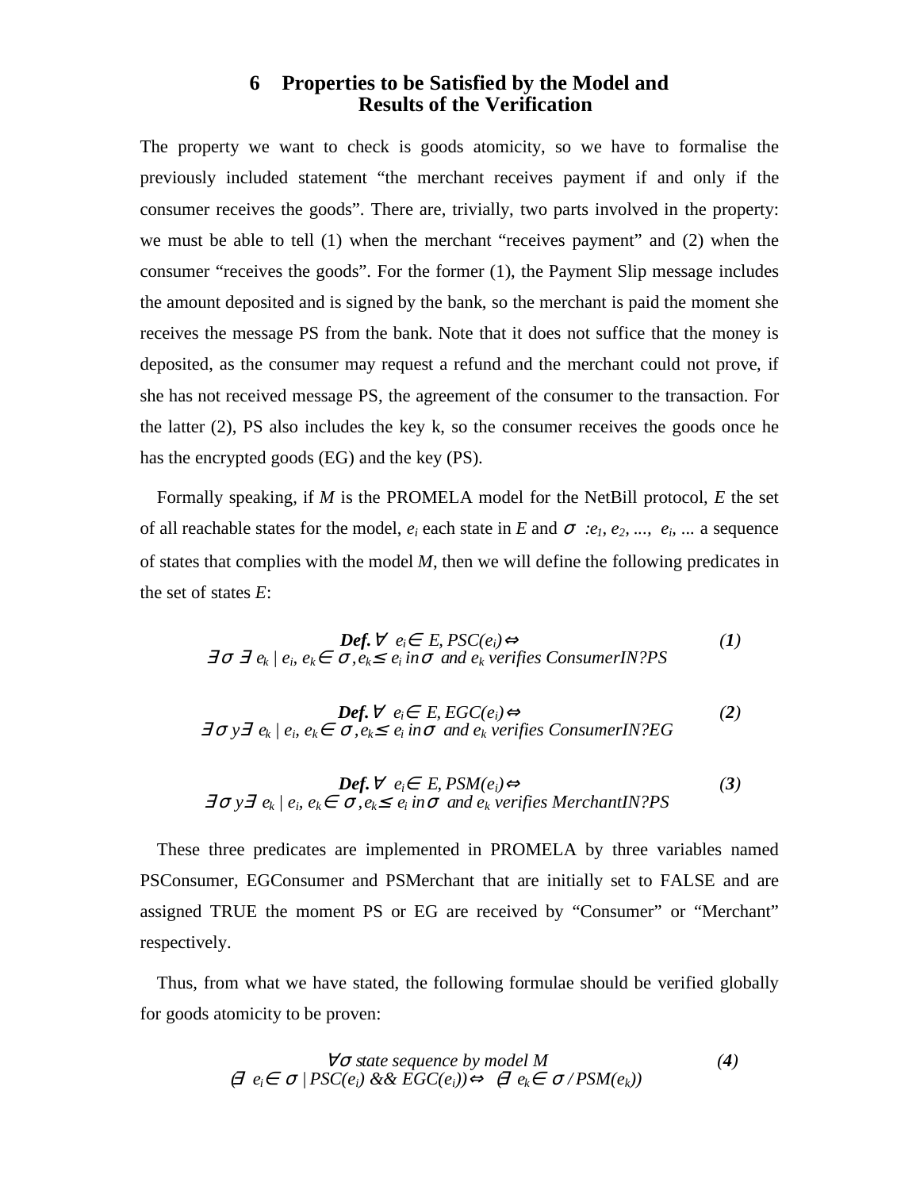## 6 Properties to be Satisfied by the Model and Results of the Verification

The property we want to check is goods atomicity, so we have to formalise the previously included statement "the merchant receives payment if and only if the consumer receives the goods". There are, trivially, two parts involved in the property: we must be able to tell (1) when the merchant "receives payment" and (2) when the consumer "receives the goods". For the former (1), the Payment Slip message includes the amount deposited and is signed by the bank, so the merchant is paid the moment she receives the message PS from the bank. Note that it does not suffice that the money is deposited, as the consumer may request a refund and the merchant could not prove, if she has not received message PS, the agreement of the consumer to the transaction. For the latter (2), PS also includes the key k, so the consumer receives the goods once he has the encrypted goods (EG) and the key (PS).

Formally speaking, if $M$ is the PROMELA model for the NetBill protocol, $E$ the set of all reachable states for the model, $e_i$ each state in $E$ and $\sigma: e_1, e_2, \ldots, e_i, \ldots$ a sequence of states that complies with the model $M$, then we will define the following predicates in the set of states $E$:

$$\textbf{Def.}\ \forall\ e_i \in E,\ PSC(e_i) \Leftrightarrow \quad \textbf{(1)}$$
$$\exists \sigma\ \exists\ e_k \mid e_i, e_k \in \sigma, e_k \leq e_i \text{ in } \sigma \text{ and } e_k \text{ verifies } ConsumerIN?PS$$

$$\textbf{Def.}\ \forall\ e_i \in E,\ EGC(e_i) \Leftrightarrow \quad \textbf{(2)}$$
$$\exists \sigma\ y \exists\ e_k \mid e_i, e_k \in \sigma, e_k \leq e_i \text{ in } \sigma \text{ and } e_k \text{ verifies } ConsumerIN?EG$$

$$\textbf{Def.}\ \forall\ e_i \in E,\ PSM(e_i) \Leftrightarrow \quad \textbf{(3)}$$
$$\exists \sigma\ y \exists\ e_k \mid e_i, e_k \in \sigma, e_k \leq e_i \text{ in } \sigma \text{ and } e_k \text{ verifies } MerchantIN?PS$$

These three predicates are implemented in PROMELA by three variables named PSConsumer, EGConsumer and PSMerchant that are initially set to FALSE and are assigned TRUE the moment PS or EG are received by "Consumer" or "Merchant" respectively.

Thus, from what we have stated, the following formulae should be verified globally for goods atomicity to be proven:

$$\forall \sigma \text{ state sequence by model } M \quad \textbf{(4)}$$
$$(\exists\ e_i \in \sigma \mid PSC(e_i)\ \&\&\ EGC(e_i)) \Leftrightarrow (\exists\ e_k \in \sigma / PSM(e_k))$$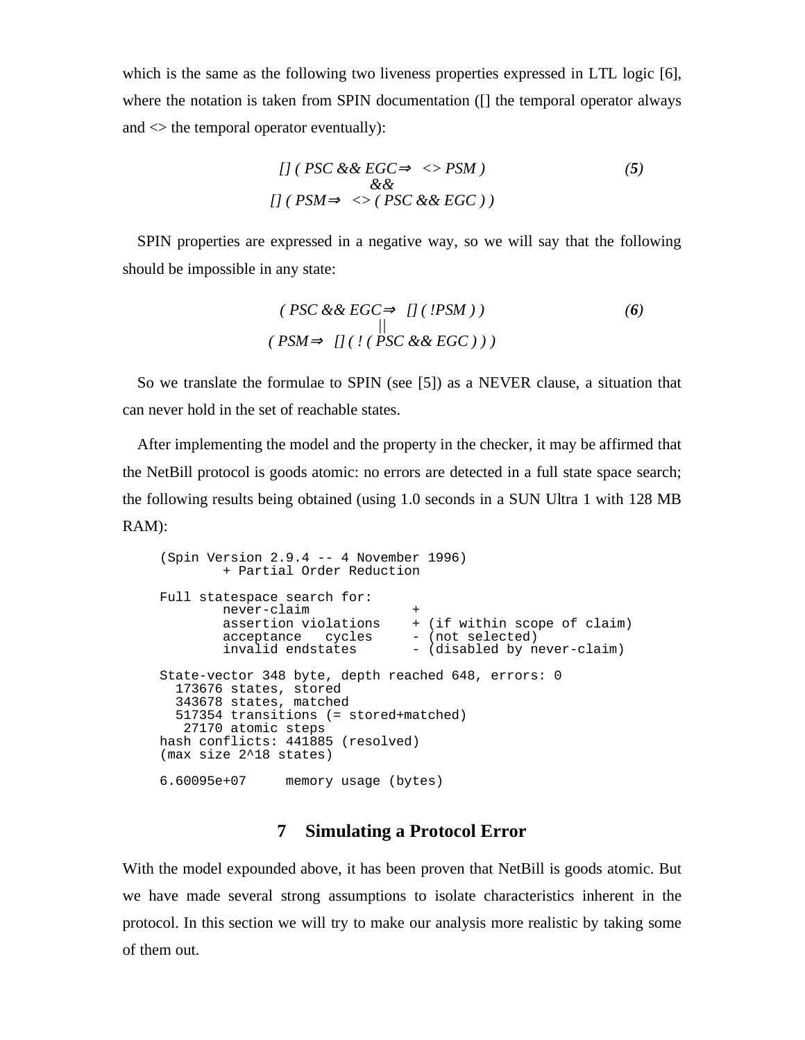which is the same as the following two liveness properties expressed in LTL logic [6], where the notation is taken from SPIN documentation ([] the temporal operator always and <> the temporal operator eventually):

$$\begin{array}{c} [\,]\ (\ PSC\ \&\&\ EGC \Rightarrow\ <>\ PSM\ ) \\ \&\& \\ [\,]\ (\ PSM \Rightarrow\ <>\ (\ PSC\ \&\&\ EGC\ )\ ) \end{array} \qquad \textbf{(5)}$$

SPIN properties are expressed in a negative way, so we will say that the following should be impossible in any state:

$$\begin{array}{c} (\ PSC\ \&\&\ EGC \Rightarrow\ [\,]\ (\ !PSM\ )\ ) \\ || \\ (\ PSM \Rightarrow\ [\,]\ (\ !\ (\ PSC\ \&\&\ EGC\ )\ )\ ) \end{array} \qquad \textbf{(6)}$$

So we translate the formulae to SPIN (see [5]) as a NEVER clause, a situation that can never hold in the set of reachable states.

After implementing the model and the property in the checker, it may be affirmed that the NetBill protocol is goods atomic: no errors are detected in a full state space search; the following results being obtained (using 1.0 seconds in a SUN Ultra 1 with 128 MB RAM):

```
(Spin Version 2.9.4 -- 4 November 1996)
        + Partial Order Reduction

Full statespace search for:
        never-claim             +
        assertion violations    + (if within scope of claim)
        acceptance   cycles     - (not selected)
        invalid endstates       - (disabled by never-claim)

State-vector 348 byte, depth reached 648, errors: 0
  173676 states, stored
  343678 states, matched
  517354 transitions (= stored+matched)
   27170 atomic steps
hash conflicts: 441885 (resolved)
(max size 2^18 states)

6.60095e+07     memory usage (bytes)
```

## 7 Simulating a Protocol Error

With the model expounded above, it has been proven that NetBill is goods atomic. But we have made several strong assumptions to isolate characteristics inherent in the protocol. In this section we will try to make our analysis more realistic by taking some of them out.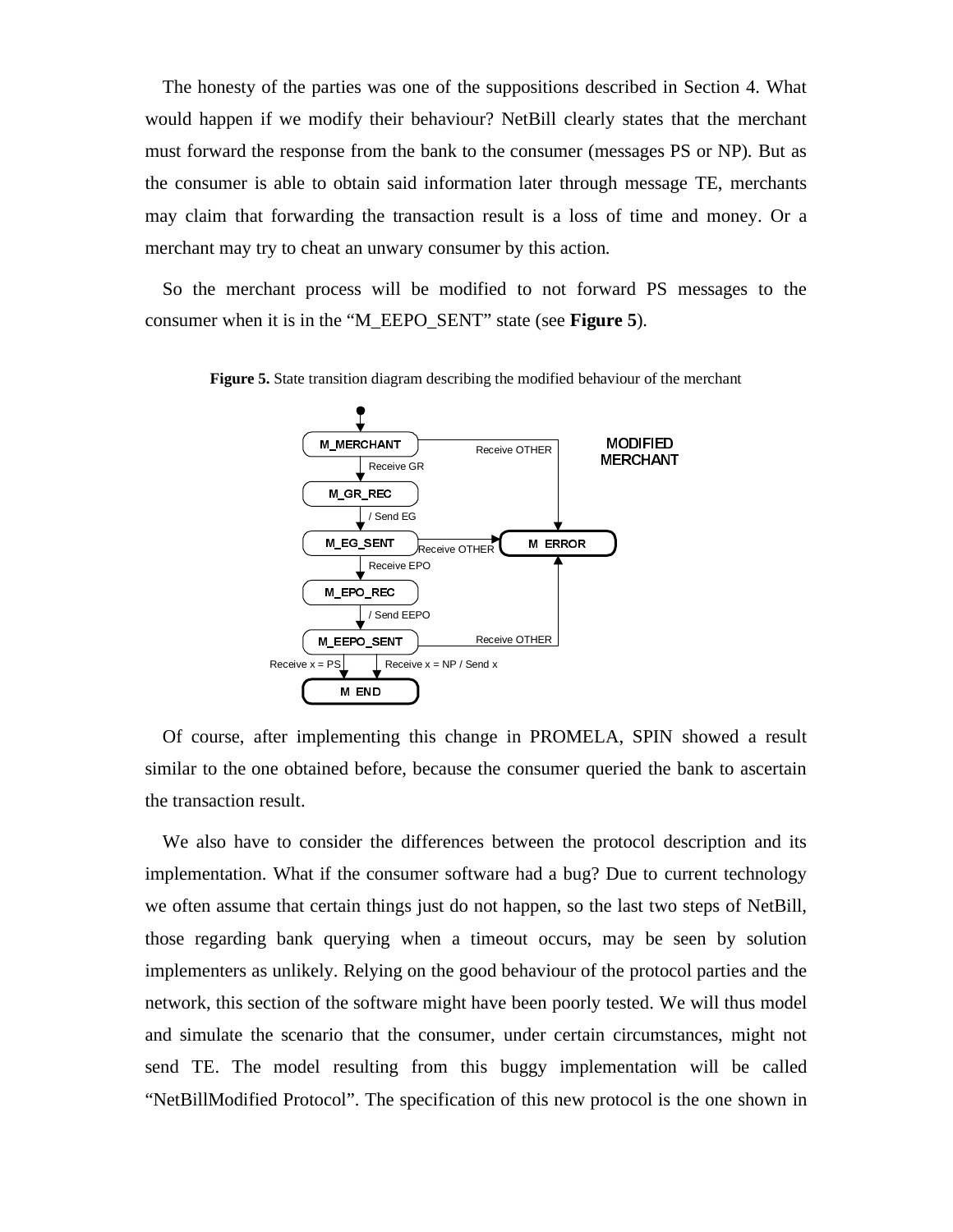The honesty of the parties was one of the suppositions described in Section 4. What would happen if we modify their behaviour? NetBill clearly states that the merchant must forward the response from the bank to the consumer (messages PS or NP). But as the consumer is able to obtain said information later through message TE, merchants may claim that forwarding the transaction result is a loss of time and money. Or a merchant may try to cheat an unwary consumer by this action.

So the merchant process will be modified to not forward PS messages to the consumer when it is in the "M_EEPO_SENT" state (see **Figure 5**).

**Figure 5.** State transition diagram describing the modified behaviour of the merchant

Of course, after implementing this change in PROMELA, SPIN showed a result similar to the one obtained before, because the consumer queried the bank to ascertain the transaction result.

We also have to consider the differences between the protocol description and its implementation. What if the consumer software had a bug? Due to current technology we often assume that certain things just do not happen, so the last two steps of NetBill, those regarding bank querying when a timeout occurs, may be seen by solution implementers as unlikely. Relying on the good behaviour of the protocol parties and the network, this section of the software might have been poorly tested. We will thus model and simulate the scenario that the consumer, under certain circumstances, might not send TE. The model resulting from this buggy implementation will be called "NetBillModified Protocol". The specification of this new protocol is the one shown in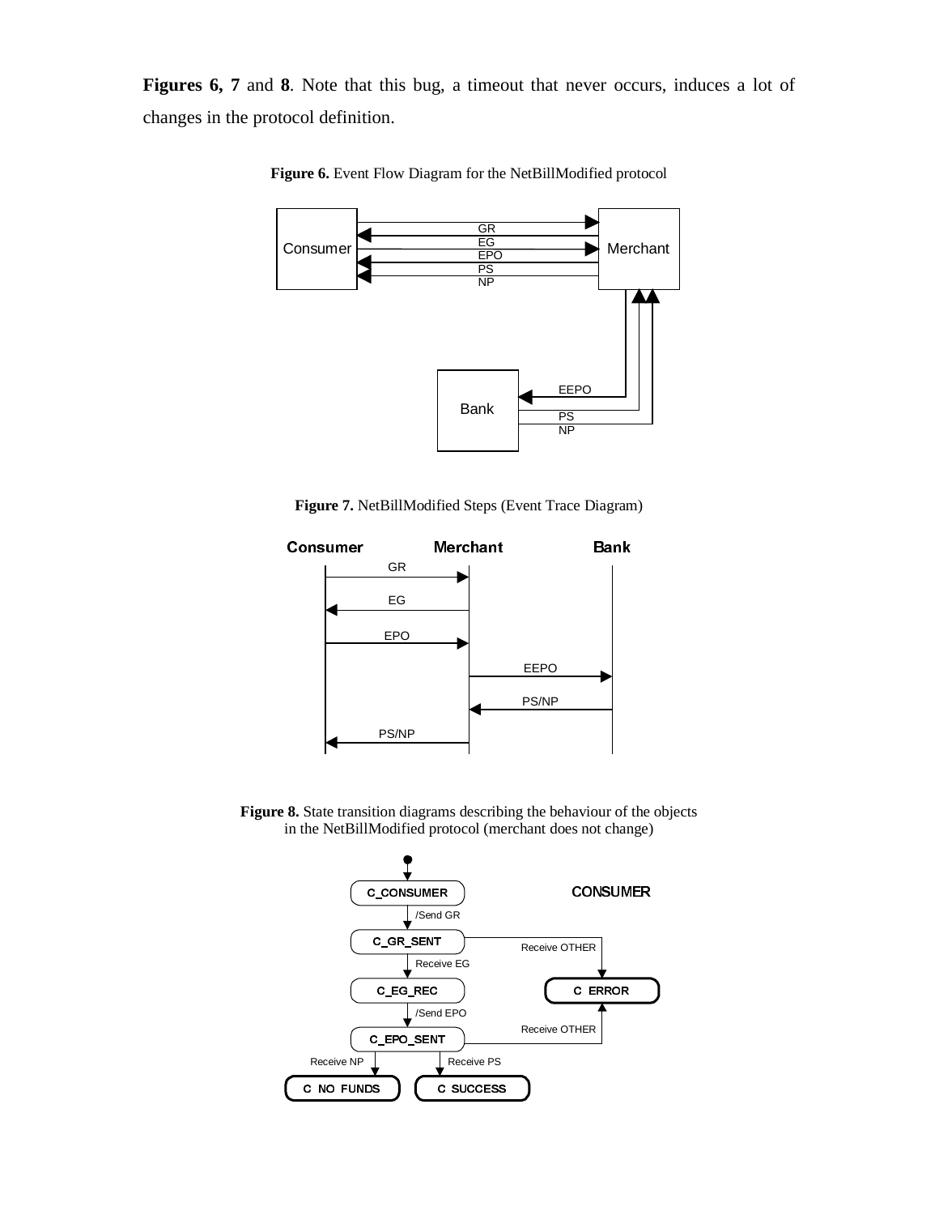**Figures 6, 7** and **8**. Note that this bug, a timeout that never occurs, induces a lot of changes in the protocol definition.

**Figure 6.** Event Flow Diagram for the NetBillModified protocol

**Figure 7.** NetBillModified Steps (Event Trace Diagram)

**Figure 8.** State transition diagrams describing the behaviour of the objects in the NetBillModified protocol (merchant does not change)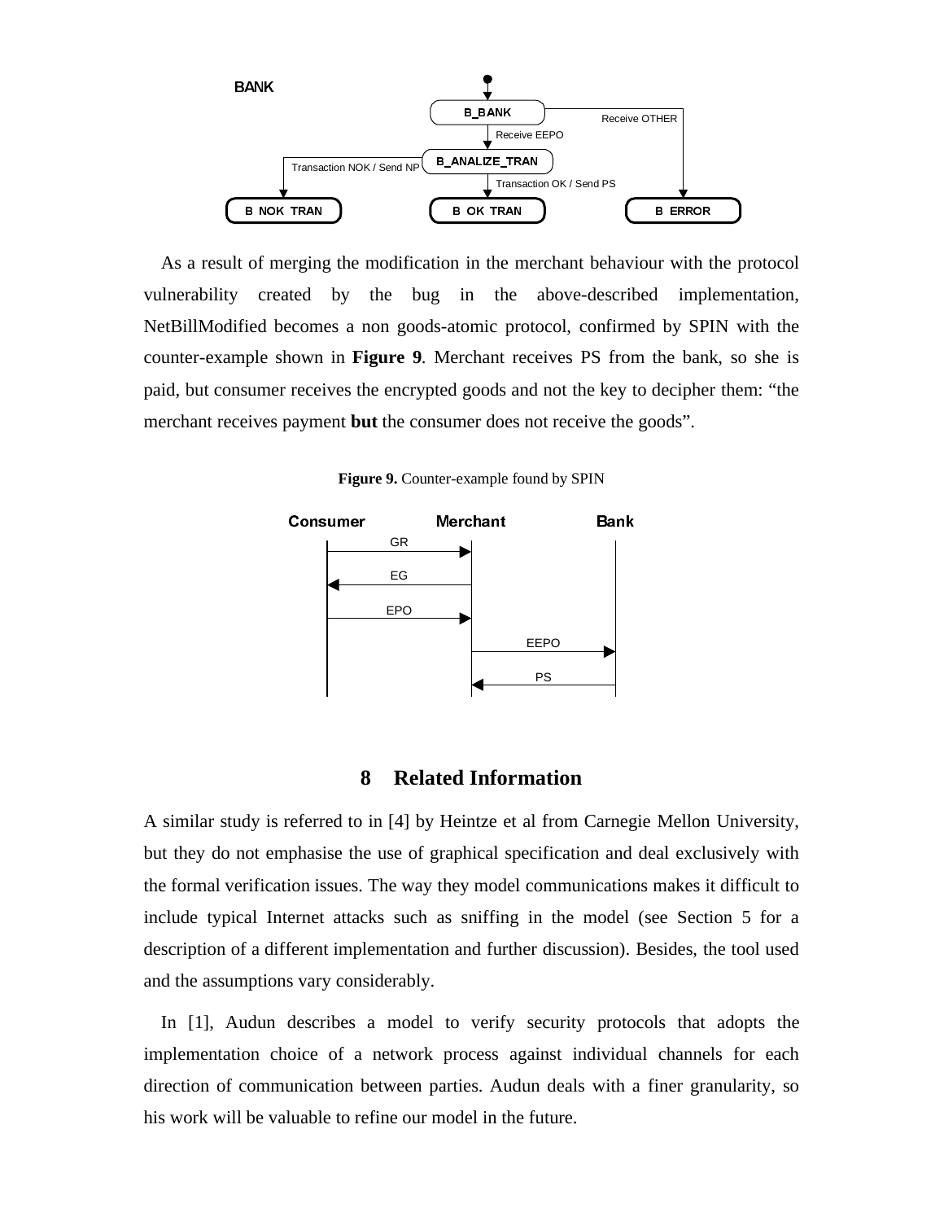As a result of merging the modification in the merchant behaviour with the protocol vulnerability created by the bug in the above-described implementation, NetBillModified becomes a non goods-atomic protocol, confirmed by SPIN with the counter-example shown in **Figure 9**. Merchant receives PS from the bank, so she is paid, but consumer receives the encrypted goods and not the key to decipher them: "the merchant receives payment **but** the consumer does not receive the goods".

**Figure 9.** Counter-example found by SPIN

## 8 Related Information

A similar study is referred to in [4] by Heintze et al from Carnegie Mellon University, but they do not emphasise the use of graphical specification and deal exclusively with the formal verification issues. The way they model communications makes it difficult to include typical Internet attacks such as sniffing in the model (see Section 5 for a description of a different implementation and further discussion). Besides, the tool used and the assumptions vary considerably.

In [1], Audun describes a model to verify security protocols that adopts the implementation choice of a network process against individual channels for each direction of communication between parties. Audun deals with a finer granularity, so his work will be valuable to refine our model in the future.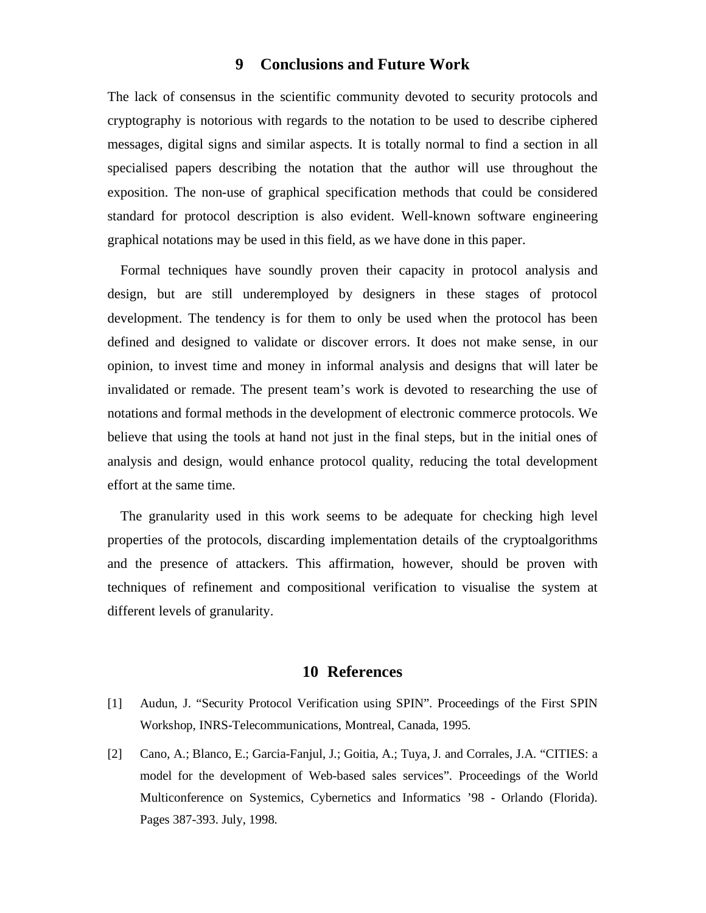## 9 Conclusions and Future Work

The lack of consensus in the scientific community devoted to security protocols and cryptography is notorious with regards to the notation to be used to describe ciphered messages, digital signs and similar aspects. It is totally normal to find a section in all specialised papers describing the notation that the author will use throughout the exposition. The non-use of graphical specification methods that could be considered standard for protocol description is also evident. Well-known software engineering graphical notations may be used in this field, as we have done in this paper.

Formal techniques have soundly proven their capacity in protocol analysis and design, but are still underemployed by designers in these stages of protocol development. The tendency is for them to only be used when the protocol has been defined and designed to validate or discover errors. It does not make sense, in our opinion, to invest time and money in informal analysis and designs that will later be invalidated or remade. The present team's work is devoted to researching the use of notations and formal methods in the development of electronic commerce protocols. We believe that using the tools at hand not just in the final steps, but in the initial ones of analysis and design, would enhance protocol quality, reducing the total development effort at the same time.

The granularity used in this work seems to be adequate for checking high level properties of the protocols, discarding implementation details of the cryptoalgorithms and the presence of attackers. This affirmation, however, should be proven with techniques of refinement and compositional verification to visualise the system at different levels of granularity.

## 10 References

[1] Audun, J. "Security Protocol Verification using SPIN". Proceedings of the First SPIN Workshop, INRS-Telecommunications, Montreal, Canada, 1995.

[2] Cano, A.; Blanco, E.; Garcia-Fanjul, J.; Goitia, A.; Tuya, J. and Corrales, J.A. "CITIES: a model for the development of Web-based sales services". Proceedings of the World Multiconference on Systemics, Cybernetics and Informatics '98 - Orlando (Florida). Pages 387-393. July, 1998.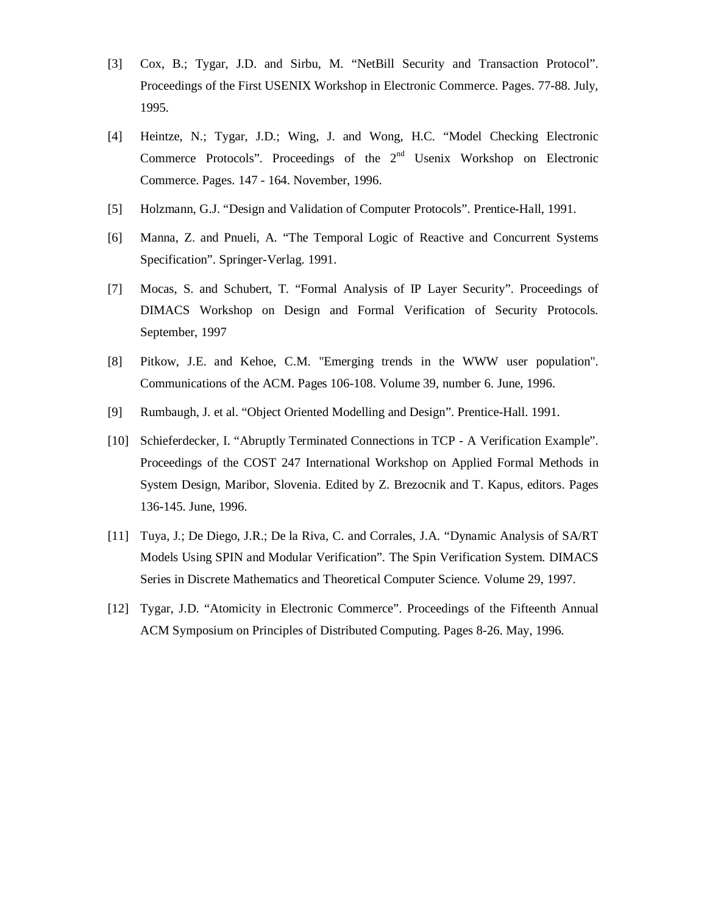[3] Cox, B.; Tygar, J.D. and Sirbu, M. "NetBill Security and Transaction Protocol". Proceedings of the First USENIX Workshop in Electronic Commerce. Pages. 77-88. July, 1995.

[4] Heintze, N.; Tygar, J.D.; Wing, J. and Wong, H.C. "Model Checking Electronic Commerce Protocols". Proceedings of the 2nd Usenix Workshop on Electronic Commerce. Pages. 147 - 164. November, 1996.

[5] Holzmann, G.J. "Design and Validation of Computer Protocols". Prentice-Hall, 1991.

[6] Manna, Z. and Pnueli, A. "The Temporal Logic of Reactive and Concurrent Systems Specification". Springer-Verlag. 1991.

[7] Mocas, S. and Schubert, T. "Formal Analysis of IP Layer Security". Proceedings of DIMACS Workshop on Design and Formal Verification of Security Protocols. September, 1997

[8] Pitkow, J.E. and Kehoe, C.M. "Emerging trends in the WWW user population". Communications of the ACM. Pages 106-108. Volume 39, number 6. June, 1996.

[9] Rumbaugh, J. et al. "Object Oriented Modelling and Design". Prentice-Hall. 1991.

[10] Schieferdecker, I. "Abruptly Terminated Connections in TCP - A Verification Example". Proceedings of the COST 247 International Workshop on Applied Formal Methods in System Design, Maribor, Slovenia. Edited by Z. Brezocnik and T. Kapus, editors. Pages 136-145. June, 1996.

[11] Tuya, J.; De Diego, J.R.; De la Riva, C. and Corrales, J.A. "Dynamic Analysis of SA/RT Models Using SPIN and Modular Verification". The Spin Verification System. DIMACS Series in Discrete Mathematics and Theoretical Computer Science. Volume 29, 1997.

[12] Tygar, J.D. "Atomicity in Electronic Commerce". Proceedings of the Fifteenth Annual ACM Symposium on Principles of Distributed Computing. Pages 8-26. May, 1996.